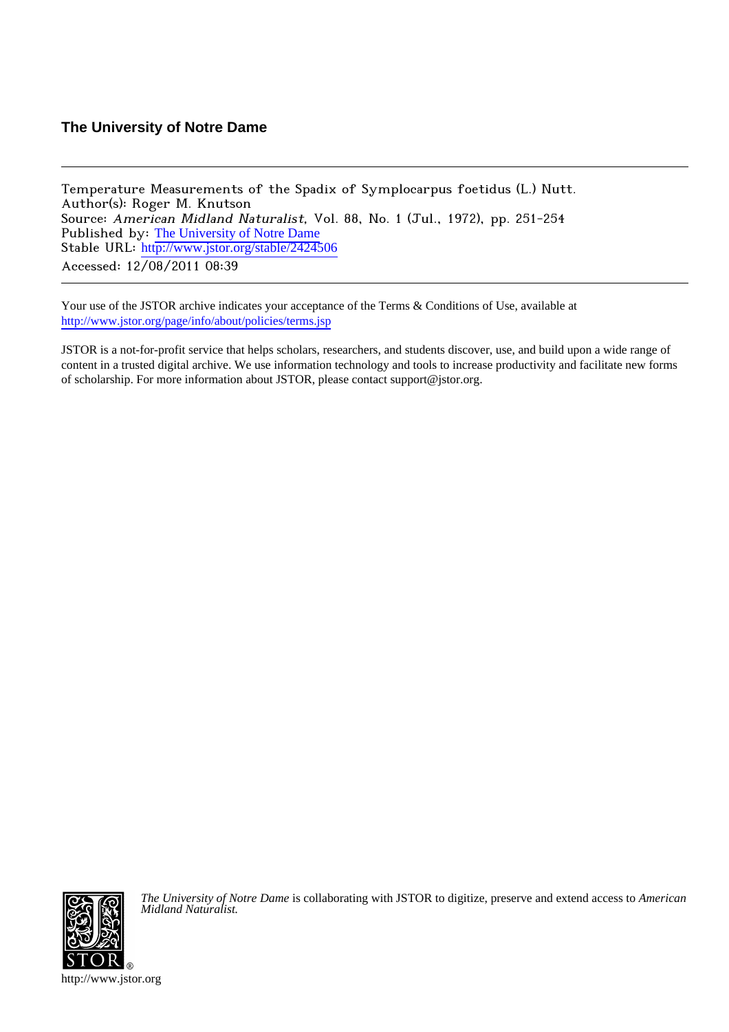**The University of Notre Dame**

---

Temperature Measurements of the Spadix of Symplocarpus foetidus (L.) Nutt.
Author(s): Roger M. Knutson
Source: *American Midland Naturalist*, Vol. 88, No. 1 (Jul., 1972), pp. 251-254
Published by: The University of Notre Dame
Stable URL: http://www.jstor.org/stable/2424506
Accessed: 12/08/2011 08:39

---

Your use of the JSTOR archive indicates your acceptance of the Terms & Conditions of Use, available at
http://www.jstor.org/page/info/about/policies/terms.jsp

JSTOR is a not-for-profit service that helps scholars, researchers, and students discover, use, and build upon a wide range of content in a trusted digital archive. We use information technology and tools to increase productivity and facilitate new forms of scholarship. For more information about JSTOR, please contact support@jstor.org.

*The University of Notre Dame* is collaborating with JSTOR to digitize, preserve and extend access to *American Midland Naturalist.*

http://www.jstor.org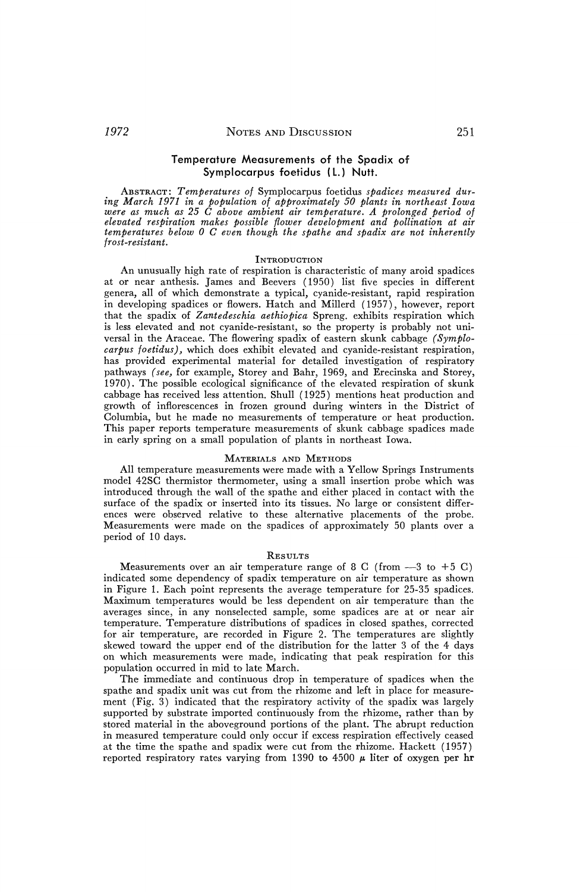## Temperature Measurements of the Spadix of Symplocarpus foetidus (L.) Nutt.

ABSTRACT: *Temperatures of* Symplocarpus foetidus *spadices measured during March 1971 in a population of approximately 50 plants in northeast Iowa were as much as 25 C above ambient air temperature. A prolonged period of elevated respiration makes possible flower development and pollination at air temperatures below 0 C even though the spathe and spadix are not inherently frost-resistant.*

### INTRODUCTION

An unusually high rate of respiration is characteristic of many aroid spadices at or near anthesis. James and Beevers (1950) list five species in different genera, all of which demonstrate a typical, cyanide-resistant, rapid respiration in developing spadices or flowers. Hatch and Millerd (1957), however, report that the spadix of *Zantedeschia aethiopica* Spreng. exhibits respiration which is less elevated and not cyanide-resistant, so the property is probably not universal in the Araceae. The flowering spadix of eastern skunk cabbage (*Symplocarpus foetidus*), which does exhibit elevated and cyanide-resistant respiration, has provided experimental material for detailed investigation of respiratory pathways (*see*, for example, Storey and Bahr, 1969, and Erecinska and Storey, 1970). The possible ecological significance of the elevated respiration of skunk cabbage has received less attention. Shull (1925) mentions heat production and growth of inflorescences in frozen ground during winters in the District of Columbia, but he made no measurements of temperature or heat production. This paper reports temperature measurements of skunk cabbage spadices made in early spring on a small population of plants in northeast Iowa.

### MATERIALS AND METHODS

All temperature measurements were made with a Yellow Springs Instruments model 42SC thermistor thermometer, using a small insertion probe which was introduced through the wall of the spathe and either placed in contact with the surface of the spadix or inserted into its tissues. No large or consistent differences were observed relative to these alternative placements of the probe. Measurements were made on the spadices of approximately 50 plants over a period of 10 days.

### RESULTS

Measurements over an air temperature range of 8 C (from —3 to +5 C) indicated some dependency of spadix temperature on air temperature as shown in Figure 1. Each point represents the average temperature for 25-35 spadices. Maximum temperatures would be less dependent on air temperature than the averages since, in any nonselected sample, some spadices are at or near air temperature. Temperature distributions of spadices in closed spathes, corrected for air temperature, are recorded in Figure 2. The temperatures are slightly skewed toward the upper end of the distribution for the latter 3 of the 4 days on which measurements were made, indicating that peak respiration for this population occurred in mid to late March.

The immediate and continuous drop in temperature of spadices when the spathe and spadix unit was cut from the rhizome and left in place for measurement (Fig. 3) indicated that the respiratory activity of the spadix was largely supported by substrate imported continuously from the rhizome, rather than by stored material in the aboveground portions of the plant. The abrupt reduction in measured temperature could only occur if excess respiration effectively ceased at the time the spathe and spadix were cut from the rhizome. Hackett (1957) reported respiratory rates varying from 1390 to 4500 $\mu$ liter of oxygen per hr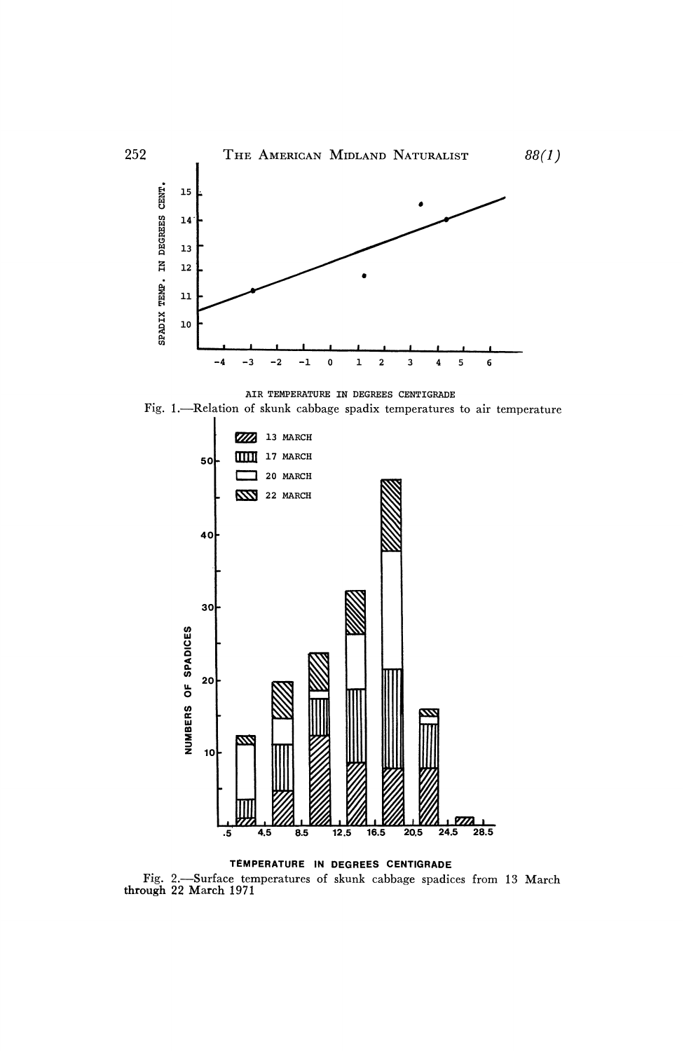Fig. 1.—Relation of skunk cabbage spadix temperatures to air temperature

Fig. 2.—Surface temperatures of skunk cabbage spadices from 13 March through 22 March 1971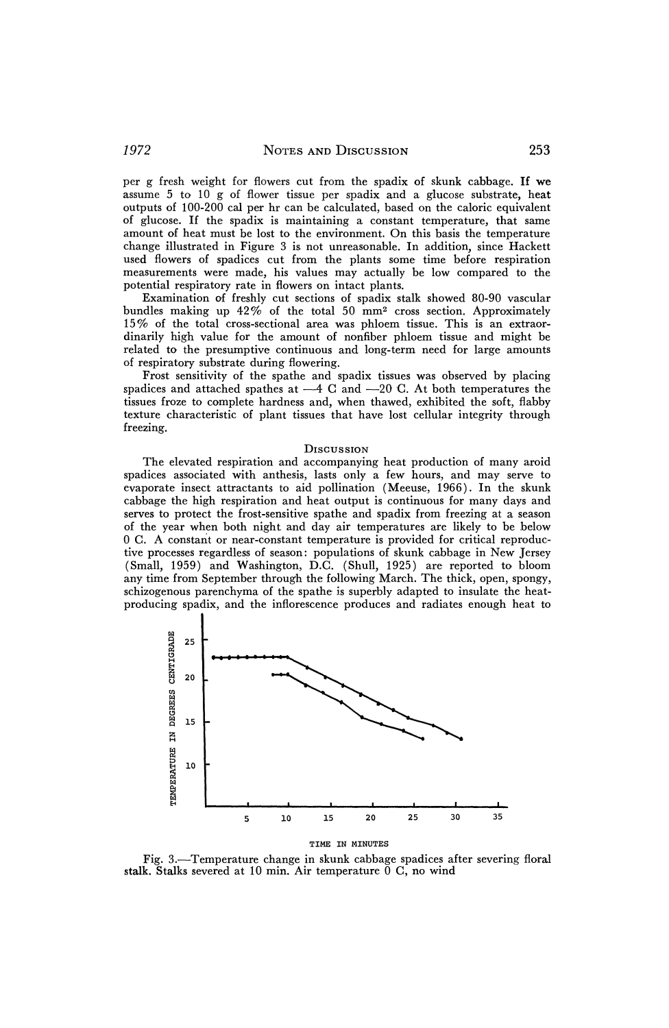per g fresh weight for flowers cut from the spadix of skunk cabbage. If we assume 5 to 10 g of flower tissue per spadix and a glucose substrate, heat outputs of 100-200 cal per hr can be calculated, based on the caloric equivalent of glucose. If the spadix is maintaining a constant temperature, that same amount of heat must be lost to the environment. On this basis the temperature change illustrated in Figure 3 is not unreasonable. In addition, since Hackett used flowers of spadices cut from the plants some time before respiration measurements were made, his values may actually be low compared to the potential respiratory rate in flowers on intact plants.

Examination of freshly cut sections of spadix stalk showed 80-90 vascular bundles making up 42% of the total 50 mm² cross section. Approximately 15% of the total cross-sectional area was phloem tissue. This is an extraordinarily high value for the amount of nonfiber phloem tissue and might be related to the presumptive continuous and long-term need for large amounts of respiratory substrate during flowering.

Frost sensitivity of the spathe and spadix tissues was observed by placing spadices and attached spathes at —4 C and —20 C. At both temperatures the tissues froze to complete hardness and, when thawed, exhibited the soft, flabby texture characteristic of plant tissues that have lost cellular integrity through freezing.

## Discussion

The elevated respiration and accompanying heat production of many aroid spadices associated with anthesis, lasts only a few hours, and may serve to evaporate insect attractants to aid pollination (Meeuse, 1966). In the skunk cabbage the high respiration and heat output is continuous for many days and serves to protect the frost-sensitive spathe and spadix from freezing at a season of the year when both night and day air temperatures are likely to be below 0 C. A constant or near-constant temperature is provided for critical reproductive processes regardless of season: populations of skunk cabbage in New Jersey (Small, 1959) and Washington, D.C. (Shull, 1925) are reported to bloom any time from September through the following March. The thick, open, spongy, schizogenous parenchyma of the spathe is superbly adapted to insulate the heat-producing spadix, and the inflorescence produces and radiates enough heat to

Fig. 3.—Temperature change in skunk cabbage spadices after severing floral stalk. Stalks severed at 10 min. Air temperature 0 C, no wind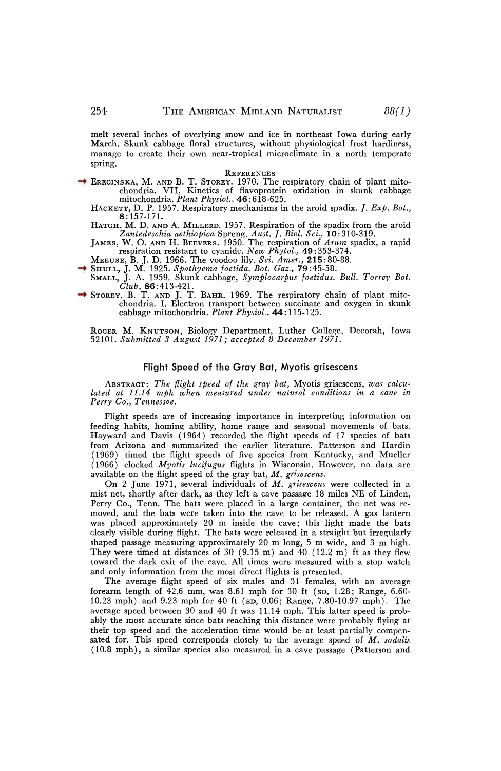melt several inches of overlying snow and ice in northeast Iowa during early March. Skunk cabbage floral structures, without physiological frost hardiness, manage to create their own near-tropical microclimate in a north temperate spring.

## References

→ Erecinska, M. and B. T. Storey. 1970. The respiratory chain of plant mitochondria. VII, Kinetics of flavoprotein oxidation in skunk cabbage mitochondria. *Plant Physiol.,* **46**:618-625.

Hackett, D. P. 1957. Respiratory mechanisms in the aroid spadix. *J. Exp. Bot.,* **8**:157-171.

Hatch, M. D. and A. Millerd. 1957. Respiration of the spadix from the aroid *Zantedeschia aethiopica* Spreng. *Aust. J. Biol. Sci.,* **10**:310-319.

James, W. O. and H. Beevers. 1950. The respiration of *Arum* spadix, a rapid respiration resistant to cyanide. *New Phytol.,* **49**:353-374.

Meeuse, B. J. D. 1966. The voodoo lily. *Sci. Amer.,* **215**:80-88.

→ Shull, J. M. 1925. *Spathyema foetida. Bot. Gaz.,* **79**:45-58.

Small, J. A. 1959. Skunk cabbage, *Symplocarpus foetidus. Bull. Torrey Bot. Club,* **86**:413-421.

→ Storey, B. T. and J. T. Bahr. 1969. The respiratory chain of plant mitochondria. I. Electron transport between succinate and oxygen in skunk cabbage mitochondria. *Plant Physiol.,* **44**:115-125.

Roger M. Knutson, Biology Department, Luther College, Decorah, Iowa 52101. *Submitted 3 August 1971; accepted 8 December 1971.*

## Flight Speed of the Gray Bat, Myotis grisescens

Abstract: *The flight speed of the gray bat,* Myotis grisescens, *was calculated at 11.14 mph when measured under natural conditions in a cave in Perry Co., Tennessee.*

Flight speeds are of increasing importance in interpreting information on feeding habits, homing ability, home range and seasonal movements of bats. Hayward and Davis (1964) recorded the flight speeds of 17 species of bats from Arizona and summarized the earlier literature. Patterson and Hardin (1969) timed the flight speeds of five species from Kentucky, and Mueller (1966) clocked *Myotis lucifugus* flights in Wisconsin. However, no data are available on the flight speed of the gray bat, *M. grisescens.*

On 2 June 1971, several individuals of *M. grisescens* were collected in a mist net, shortly after dark, as they left a cave passage 18 miles NE of Linden, Perry Co., Tenn. The bats were placed in a large container, the net was removed, and the bats were taken into the cave to be released. A gas lantern was placed approximately 20 m inside the cave; this light made the bats clearly visible during flight. The bats were released in a straight but irregularly shaped passage measuring approximately 20 m long, 5 m wide, and 3 m high. They were timed at distances of 30 (9.15 m) and 40 (12.2 m) ft as they flew toward the dark exit of the cave. All times were measured with a stop watch and only information from the most direct flights is presented.

The average flight speed of six males and 31 females, with an average forearm length of 42.6 mm, was 8.61 mph for 30 ft (SD, 1.28; Range, 6.60-10.23 mph) and 9.23 mph for 40 ft (SD, 0.06; Range, 7.80-10.97 mph). The average speed between 30 and 40 ft was 11.14 mph. This latter speed is probably the most accurate since bats reaching this distance were probably flying at their top speed and the acceleration time would be at least partially compensated for. This speed corresponds closely to the average speed of *M. sodalis* (10.8 mph), a similar species also measured in a cave passage (Patterson and